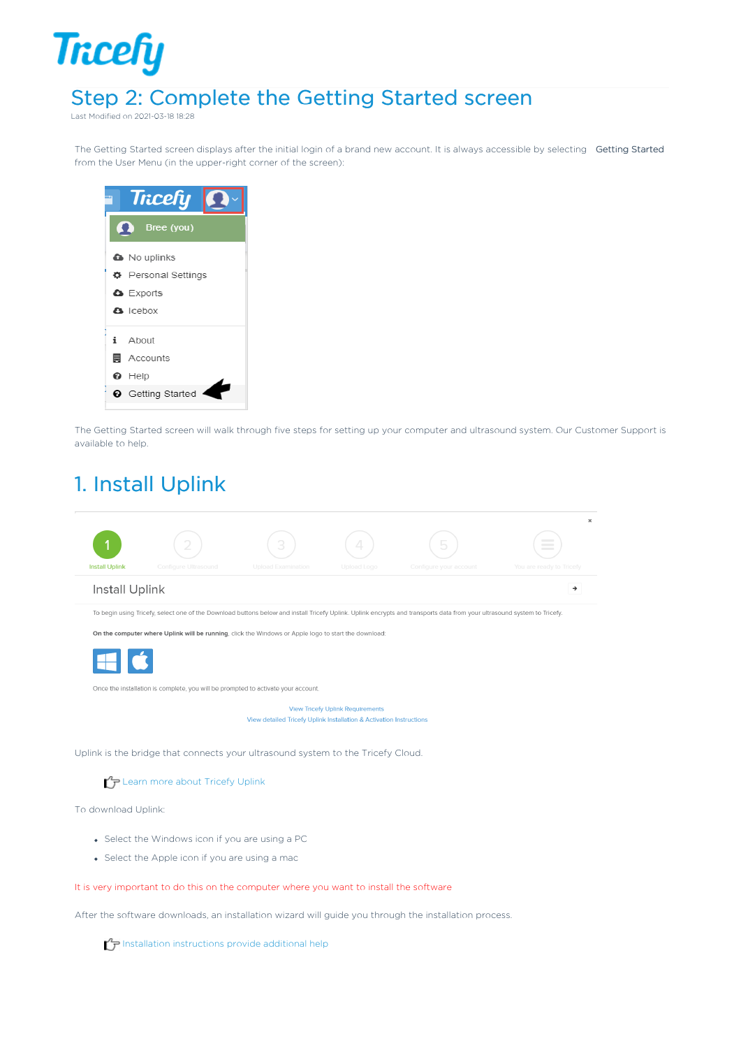# Step 2: Complete the Getting Started screen

Last Modified on 2021-03-18 18:28

The Getting Started screen displays after the initial login of a brand new account. It is always accessible by selecting Getting Started from the User Menu (in the upper-right corner of the screen):

The Getting Started screen will walk through five steps for setting up your computer and ultrasound system. Our Customer Support is available to help.

## 1. Install Uplink

Uplink is the bridge that connects your ultrasound system to the Tricefy Cloud.

Learn more about Tricefy Uplink

To download Uplink:

- Select the Windows icon if you are using a PC
- Select the Apple icon if you are using a mac

It is very important to do this on the computer where you want to install the software

After the software downloads, an installation wizard will guide you through the installation process.

Installation instructions provide additional help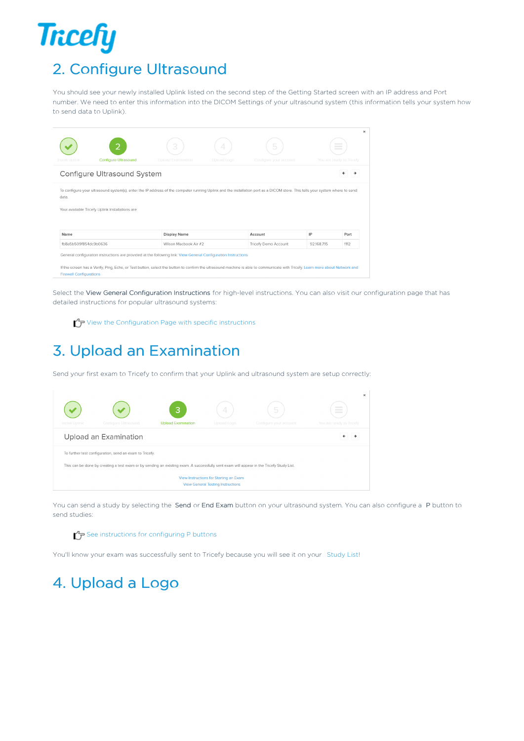## 2. Configure Ultrasound

You should see your newly installed Uplink listed on the second step of the Getting Started screen with an IP address and Port number. We need to enter this information into the DICOM Settings of your ultrasound system (this information tells your system how to send data to Uplink).

Install Uplink | Configure Ultrasound | Upload Examination | Upload Logo | Configure your account | You are ready to Tricefy

Configure Ultrasound System

To configure your ultrasound system(s), enter the IP address of the computer running Uplink and the installation port as a DICOM store. This tells your system where to send data.

Your available Tricefy Uplink installations are:

| Name | Display Name | Account | IP | Port |
|---|---|---|---|---|
| fb8a5b509f854dc9b0636 | Wilson Macbook Air #2 | Tricefy Demo Account | 92.168.715 | 1112 |

General configuration instructions are provided at the following link: View General Configuration Instructions

If the screen has a Verify, Ping, Echo, or Test button, select the button to confirm the ultrasound machine is able to communicate with Tricefy. Learn more about Network and Firewall Configurations

Select the **View General Configuration Instructions** for high-level instructions. You can also visit our configuration page that has detailed instructions for popular ultrasound systems:

👉 View the Configuration Page with specific instructions

## 3. Upload an Examination

Send your first exam to Tricefy to confirm that your Uplink and ultrasound system are setup correctly:

Install Uplink | Configure Ultrasound | Upload Examination | Upload Logo | Configure your account | You are ready to Tricefy

Upload an Examination

To further test configuration, send an exam to Tricefy.

This can be done by creating a test exam or by sending an existing exam. A successfully sent exam will appear in the Tricefy Study List.

View Instructions for Starting an Exam
View General Testing Instructions

You can send a study by selecting the **Send** or **End Exam** button on your ultrasound system. You can also configure a **P** button to send studies:

👉 See instructions for configuring P buttons

You'll know your exam was successfully sent to Tricefy because you will see it on your Study List!

## 4. Upload a Logo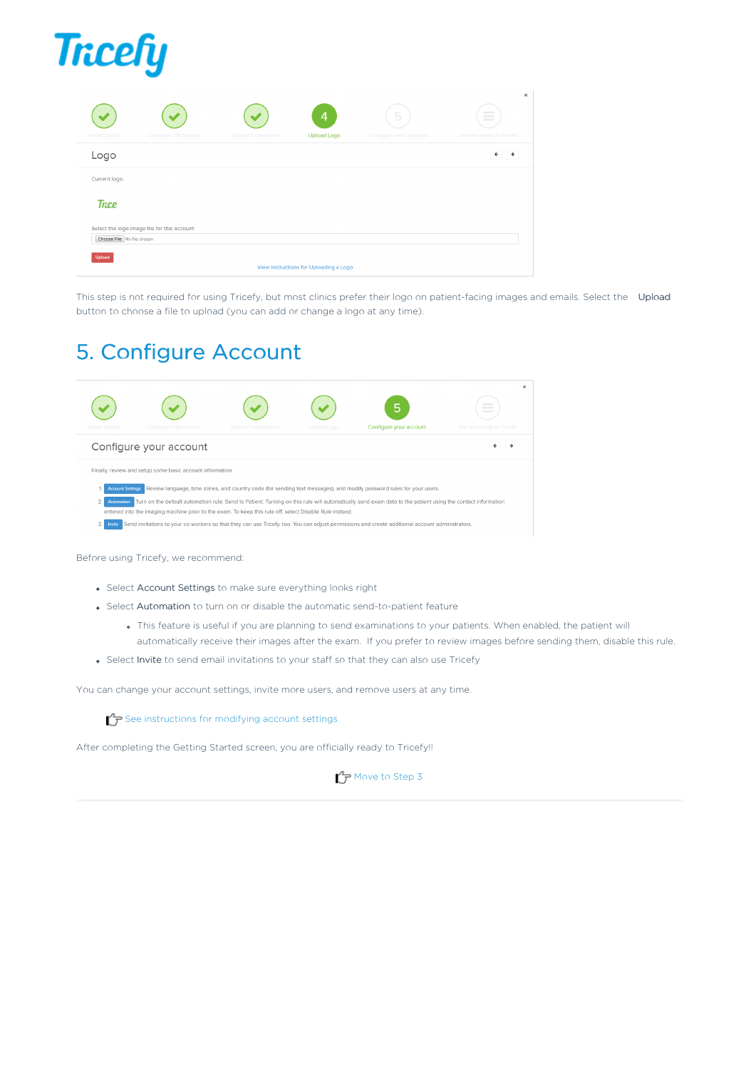This step is not required for using Tricefy, but most clinics prefer their logo on patient-facing images and emails. Select the **Upload** button to choose a file to upload (you can add or change a logo at any time).

# 5. Configure Account

Before using Tricefy, we recommend:

- Select **Account Settings** to make sure everything looks right
- Select **Automation** to turn on or disable the automatic send-to-patient feature
  - This feature is useful if you are planning to send examinations to your patients. When enabled, the patient will automatically receive their images after the exam. If you prefer to review images before sending them, disable this rule.
- Select **Invite** to send email invitations to your staff so that they can also use Tricefy

You can change your account settings, invite more users, and remove users at any time.

See instructions for modifying account settings

After completing the Getting Started screen, you are officially ready to Tricefy!!

Move to Step 3